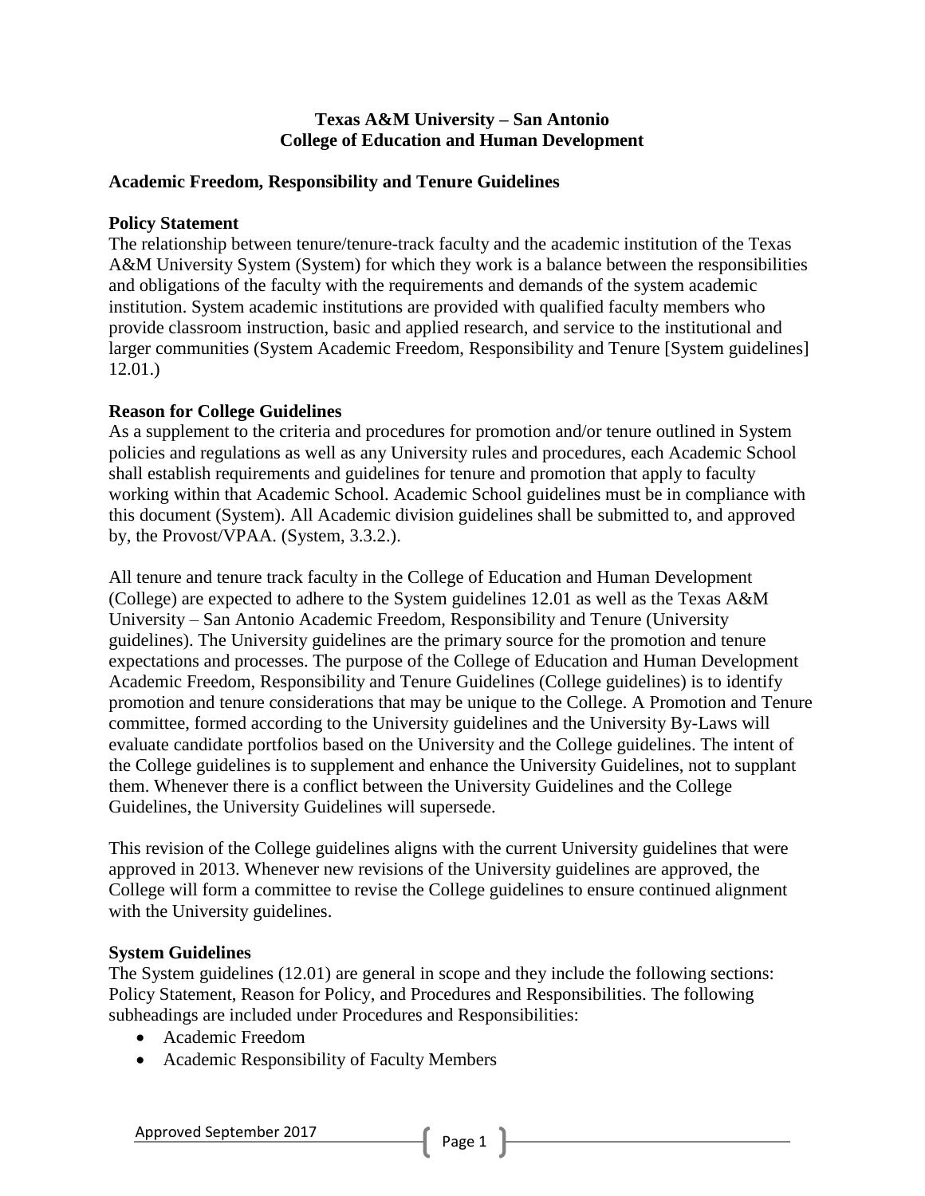# Texas A&M University – San Antonio
# College of Education and Human Development

## Academic Freedom, Responsibility and Tenure Guidelines

### Policy Statement

The relationship between tenure/tenure-track faculty and the academic institution of the Texas A&M University System (System) for which they work is a balance between the responsibilities and obligations of the faculty with the requirements and demands of the system academic institution. System academic institutions are provided with qualified faculty members who provide classroom instruction, basic and applied research, and service to the institutional and larger communities (System Academic Freedom, Responsibility and Tenure [System guidelines] 12.01.)

### Reason for College Guidelines

As a supplement to the criteria and procedures for promotion and/or tenure outlined in System policies and regulations as well as any University rules and procedures, each Academic School shall establish requirements and guidelines for tenure and promotion that apply to faculty working within that Academic School. Academic School guidelines must be in compliance with this document (System). All Academic division guidelines shall be submitted to, and approved by, the Provost/VPAA. (System, 3.3.2.).

All tenure and tenure track faculty in the College of Education and Human Development (College) are expected to adhere to the System guidelines 12.01 as well as the Texas A&M University – San Antonio Academic Freedom, Responsibility and Tenure (University guidelines). The University guidelines are the primary source for the promotion and tenure expectations and processes. The purpose of the College of Education and Human Development Academic Freedom, Responsibility and Tenure Guidelines (College guidelines) is to identify promotion and tenure considerations that may be unique to the College. A Promotion and Tenure committee, formed according to the University guidelines and the University By-Laws will evaluate candidate portfolios based on the University and the College guidelines. The intent of the College guidelines is to supplement and enhance the University Guidelines, not to supplant them. Whenever there is a conflict between the University Guidelines and the College Guidelines, the University Guidelines will supersede.

This revision of the College guidelines aligns with the current University guidelines that were approved in 2013. Whenever new revisions of the University guidelines are approved, the College will form a committee to revise the College guidelines to ensure continued alignment with the University guidelines.

### System Guidelines

The System guidelines (12.01) are general in scope and they include the following sections: Policy Statement, Reason for Policy, and Procedures and Responsibilities. The following subheadings are included under Procedures and Responsibilities:

- Academic Freedom
- Academic Responsibility of Faculty Members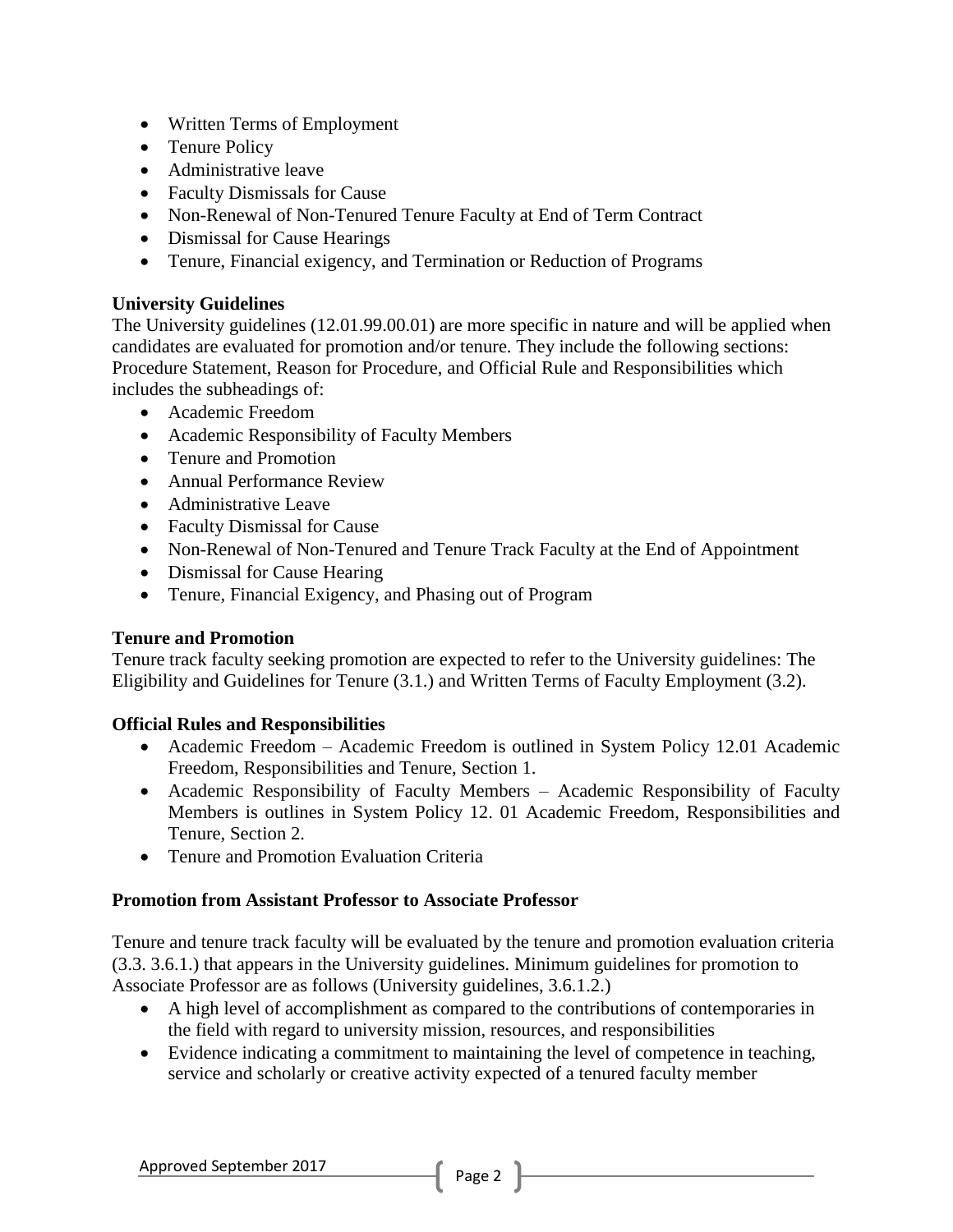- Written Terms of Employment
- Tenure Policy
- Administrative leave
- Faculty Dismissals for Cause
- Non-Renewal of Non-Tenured Tenure Faculty at End of Term Contract
- Dismissal for Cause Hearings
- Tenure, Financial exigency, and Termination or Reduction of Programs

**University Guidelines**

The University guidelines (12.01.99.00.01) are more specific in nature and will be applied when candidates are evaluated for promotion and/or tenure. They include the following sections: Procedure Statement, Reason for Procedure, and Official Rule and Responsibilities which includes the subheadings of:

- Academic Freedom
- Academic Responsibility of Faculty Members
- Tenure and Promotion
- Annual Performance Review
- Administrative Leave
- Faculty Dismissal for Cause
- Non-Renewal of Non-Tenured and Tenure Track Faculty at the End of Appointment
- Dismissal for Cause Hearing
- Tenure, Financial Exigency, and Phasing out of Program

**Tenure and Promotion**

Tenure track faculty seeking promotion are expected to refer to the University guidelines: The Eligibility and Guidelines for Tenure (3.1.) and Written Terms of Faculty Employment (3.2).

**Official Rules and Responsibilities**

- Academic Freedom – Academic Freedom is outlined in System Policy 12.01 Academic Freedom, Responsibilities and Tenure, Section 1.
- Academic Responsibility of Faculty Members – Academic Responsibility of Faculty Members is outlines in System Policy 12. 01 Academic Freedom, Responsibilities and Tenure, Section 2.
- Tenure and Promotion Evaluation Criteria

**Promotion from Assistant Professor to Associate Professor**

Tenure and tenure track faculty will be evaluated by the tenure and promotion evaluation criteria (3.3. 3.6.1.) that appears in the University guidelines. Minimum guidelines for promotion to Associate Professor are as follows (University guidelines, 3.6.1.2.)

- A high level of accomplishment as compared to the contributions of contemporaries in the field with regard to university mission, resources, and responsibilities
- Evidence indicating a commitment to maintaining the level of competence in teaching, service and scholarly or creative activity expected of a tenured faculty member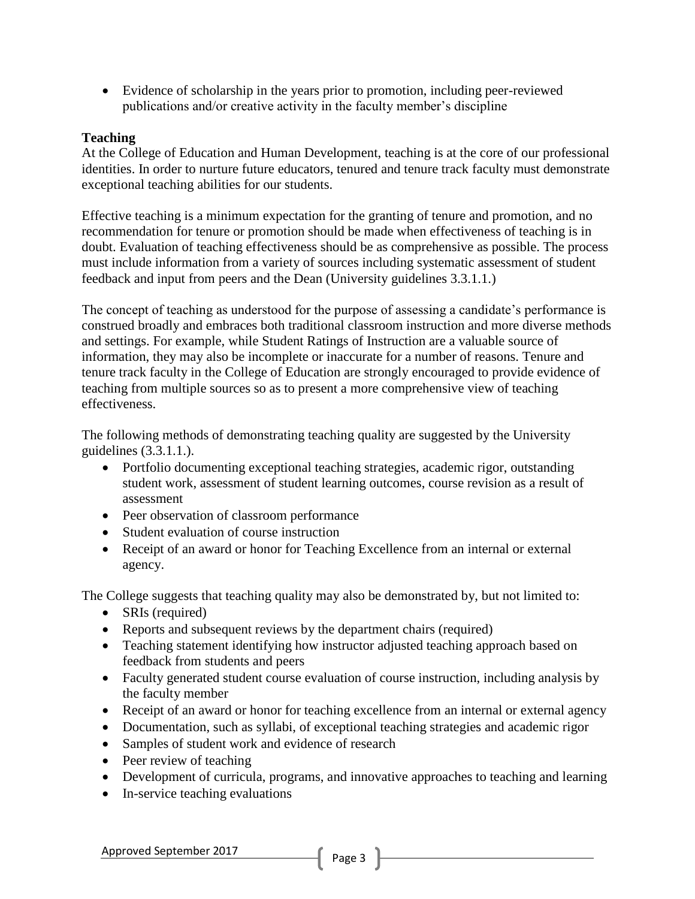- Evidence of scholarship in the years prior to promotion, including peer-reviewed publications and/or creative activity in the faculty member's discipline

**Teaching**

At the College of Education and Human Development, teaching is at the core of our professional identities. In order to nurture future educators, tenured and tenure track faculty must demonstrate exceptional teaching abilities for our students.

Effective teaching is a minimum expectation for the granting of tenure and promotion, and no recommendation for tenure or promotion should be made when effectiveness of teaching is in doubt. Evaluation of teaching effectiveness should be as comprehensive as possible. The process must include information from a variety of sources including systematic assessment of student feedback and input from peers and the Dean (University guidelines 3.3.1.1.)

The concept of teaching as understood for the purpose of assessing a candidate's performance is construed broadly and embraces both traditional classroom instruction and more diverse methods and settings. For example, while Student Ratings of Instruction are a valuable source of information, they may also be incomplete or inaccurate for a number of reasons. Tenure and tenure track faculty in the College of Education are strongly encouraged to provide evidence of teaching from multiple sources so as to present a more comprehensive view of teaching effectiveness.

The following methods of demonstrating teaching quality are suggested by the University guidelines (3.3.1.1.).

- Portfolio documenting exceptional teaching strategies, academic rigor, outstanding student work, assessment of student learning outcomes, course revision as a result of assessment
- Peer observation of classroom performance
- Student evaluation of course instruction
- Receipt of an award or honor for Teaching Excellence from an internal or external agency.

The College suggests that teaching quality may also be demonstrated by, but not limited to:

- SRIs (required)
- Reports and subsequent reviews by the department chairs (required)
- Teaching statement identifying how instructor adjusted teaching approach based on feedback from students and peers
- Faculty generated student course evaluation of course instruction, including analysis by the faculty member
- Receipt of an award or honor for teaching excellence from an internal or external agency
- Documentation, such as syllabi, of exceptional teaching strategies and academic rigor
- Samples of student work and evidence of research
- Peer review of teaching
- Development of curricula, programs, and innovative approaches to teaching and learning
- In-service teaching evaluations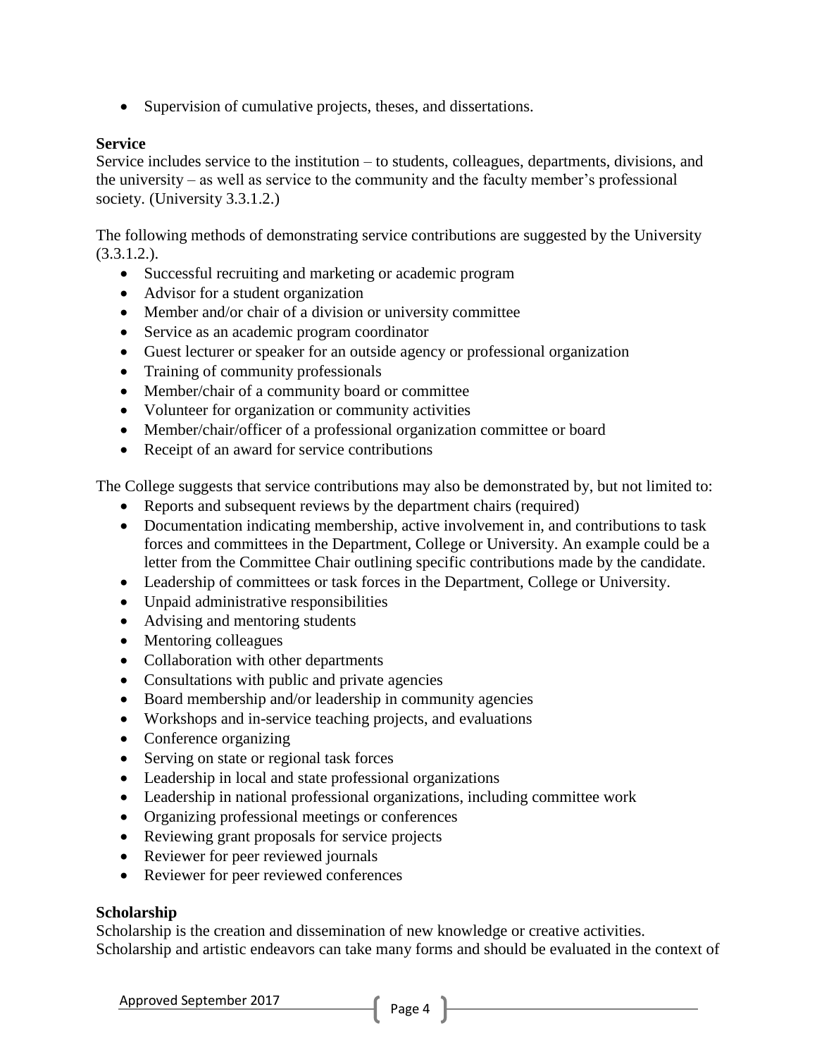- Supervision of cumulative projects, theses, and dissertations.

**Service**

Service includes service to the institution – to students, colleagues, departments, divisions, and the university – as well as service to the community and the faculty member's professional society. (University 3.3.1.2.)

The following methods of demonstrating service contributions are suggested by the University (3.3.1.2.).

- Successful recruiting and marketing or academic program
- Advisor for a student organization
- Member and/or chair of a division or university committee
- Service as an academic program coordinator
- Guest lecturer or speaker for an outside agency or professional organization
- Training of community professionals
- Member/chair of a community board or committee
- Volunteer for organization or community activities
- Member/chair/officer of a professional organization committee or board
- Receipt of an award for service contributions

The College suggests that service contributions may also be demonstrated by, but not limited to:

- Reports and subsequent reviews by the department chairs (required)
- Documentation indicating membership, active involvement in, and contributions to task forces and committees in the Department, College or University. An example could be a letter from the Committee Chair outlining specific contributions made by the candidate.
- Leadership of committees or task forces in the Department, College or University.
- Unpaid administrative responsibilities
- Advising and mentoring students
- Mentoring colleagues
- Collaboration with other departments
- Consultations with public and private agencies
- Board membership and/or leadership in community agencies
- Workshops and in-service teaching projects, and evaluations
- Conference organizing
- Serving on state or regional task forces
- Leadership in local and state professional organizations
- Leadership in national professional organizations, including committee work
- Organizing professional meetings or conferences
- Reviewing grant proposals for service projects
- Reviewer for peer reviewed journals
- Reviewer for peer reviewed conferences

**Scholarship**

Scholarship is the creation and dissemination of new knowledge or creative activities. Scholarship and artistic endeavors can take many forms and should be evaluated in the context of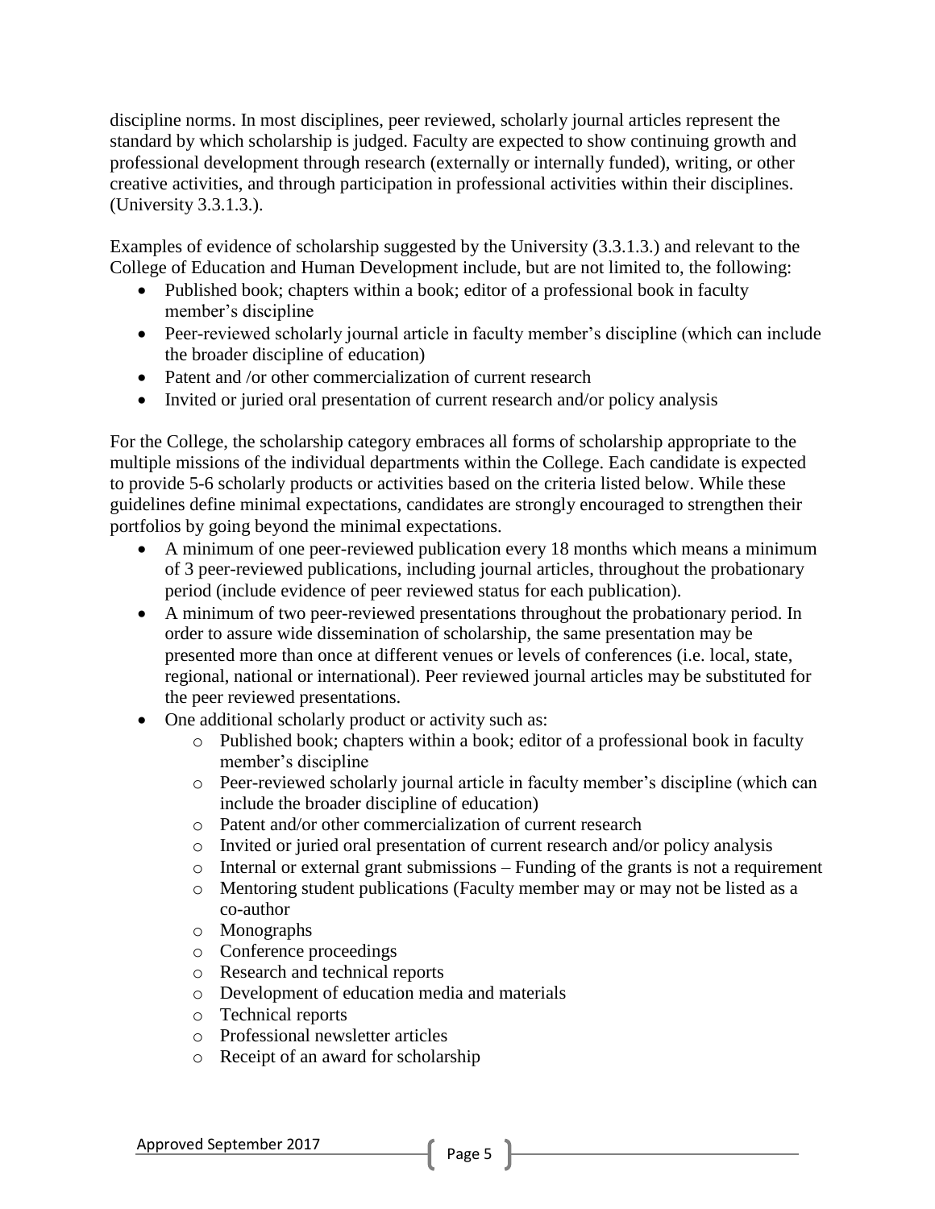discipline norms. In most disciplines, peer reviewed, scholarly journal articles represent the standard by which scholarship is judged. Faculty are expected to show continuing growth and professional development through research (externally or internally funded), writing, or other creative activities, and through participation in professional activities within their disciplines. (University 3.3.1.3.).

Examples of evidence of scholarship suggested by the University (3.3.1.3.) and relevant to the College of Education and Human Development include, but are not limited to, the following:

- Published book; chapters within a book; editor of a professional book in faculty member's discipline
- Peer-reviewed scholarly journal article in faculty member's discipline (which can include the broader discipline of education)
- Patent and /or other commercialization of current research
- Invited or juried oral presentation of current research and/or policy analysis

For the College, the scholarship category embraces all forms of scholarship appropriate to the multiple missions of the individual departments within the College. Each candidate is expected to provide 5-6 scholarly products or activities based on the criteria listed below. While these guidelines define minimal expectations, candidates are strongly encouraged to strengthen their portfolios by going beyond the minimal expectations.

- A minimum of one peer-reviewed publication every 18 months which means a minimum of 3 peer-reviewed publications, including journal articles, throughout the probationary period (include evidence of peer reviewed status for each publication).
- A minimum of two peer-reviewed presentations throughout the probationary period. In order to assure wide dissemination of scholarship, the same presentation may be presented more than once at different venues or levels of conferences (i.e. local, state, regional, national or international). Peer reviewed journal articles may be substituted for the peer reviewed presentations.
- One additional scholarly product or activity such as:
  - Published book; chapters within a book; editor of a professional book in faculty member's discipline
  - Peer-reviewed scholarly journal article in faculty member's discipline (which can include the broader discipline of education)
  - Patent and/or other commercialization of current research
  - Invited or juried oral presentation of current research and/or policy analysis
  - Internal or external grant submissions – Funding of the grants is not a requirement
  - Mentoring student publications (Faculty member may or may not be listed as a co-author
  - Monographs
  - Conference proceedings
  - Research and technical reports
  - Development of education media and materials
  - Technical reports
  - Professional newsletter articles
  - Receipt of an award for scholarship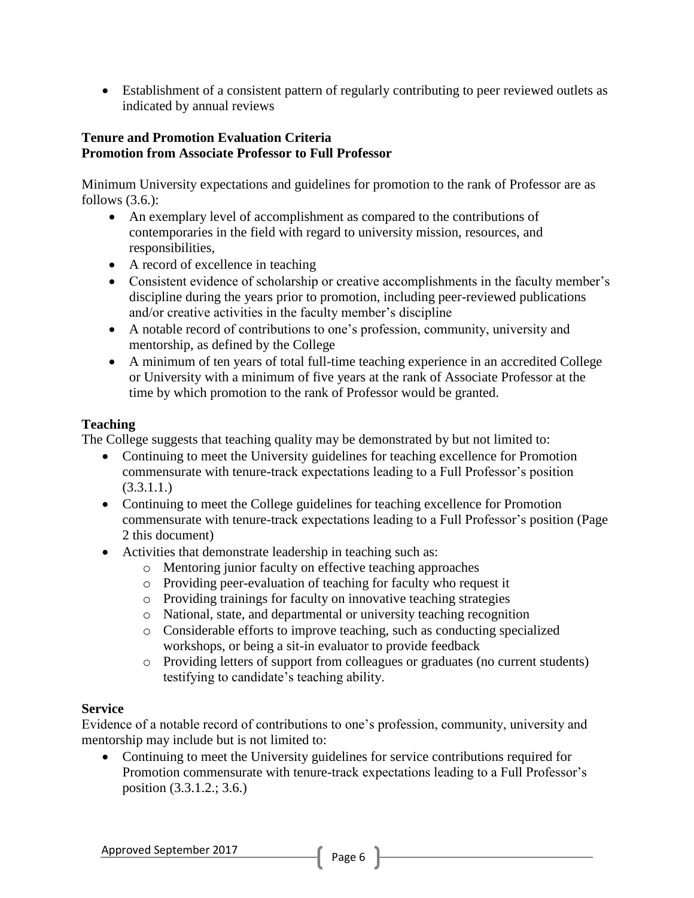- Establishment of a consistent pattern of regularly contributing to peer reviewed outlets as indicated by annual reviews

**Tenure and Promotion Evaluation Criteria**
**Promotion from Associate Professor to Full Professor**

Minimum University expectations and guidelines for promotion to the rank of Professor are as follows (3.6.):

- An exemplary level of accomplishment as compared to the contributions of contemporaries in the field with regard to university mission, resources, and responsibilities,
- A record of excellence in teaching
- Consistent evidence of scholarship or creative accomplishments in the faculty member's discipline during the years prior to promotion, including peer-reviewed publications and/or creative activities in the faculty member's discipline
- A notable record of contributions to one's profession, community, university and mentorship, as defined by the College
- A minimum of ten years of total full-time teaching experience in an accredited College or University with a minimum of five years at the rank of Associate Professor at the time by which promotion to the rank of Professor would be granted.

**Teaching**

The College suggests that teaching quality may be demonstrated by but not limited to:

- Continuing to meet the University guidelines for teaching excellence for Promotion commensurate with tenure-track expectations leading to a Full Professor's position (3.3.1.1.)
- Continuing to meet the College guidelines for teaching excellence for Promotion commensurate with tenure-track expectations leading to a Full Professor's position (Page 2 this document)
- Activities that demonstrate leadership in teaching such as:
    - Mentoring junior faculty on effective teaching approaches
    - Providing peer-evaluation of teaching for faculty who request it
    - Providing trainings for faculty on innovative teaching strategies
    - National, state, and departmental or university teaching recognition
    - Considerable efforts to improve teaching, such as conducting specialized workshops, or being a sit-in evaluator to provide feedback
    - Providing letters of support from colleagues or graduates (no current students) testifying to candidate's teaching ability.

**Service**

Evidence of a notable record of contributions to one's profession, community, university and mentorship may include but is not limited to:

- Continuing to meet the University guidelines for service contributions required for Promotion commensurate with tenure-track expectations leading to a Full Professor's position (3.3.1.2.; 3.6.)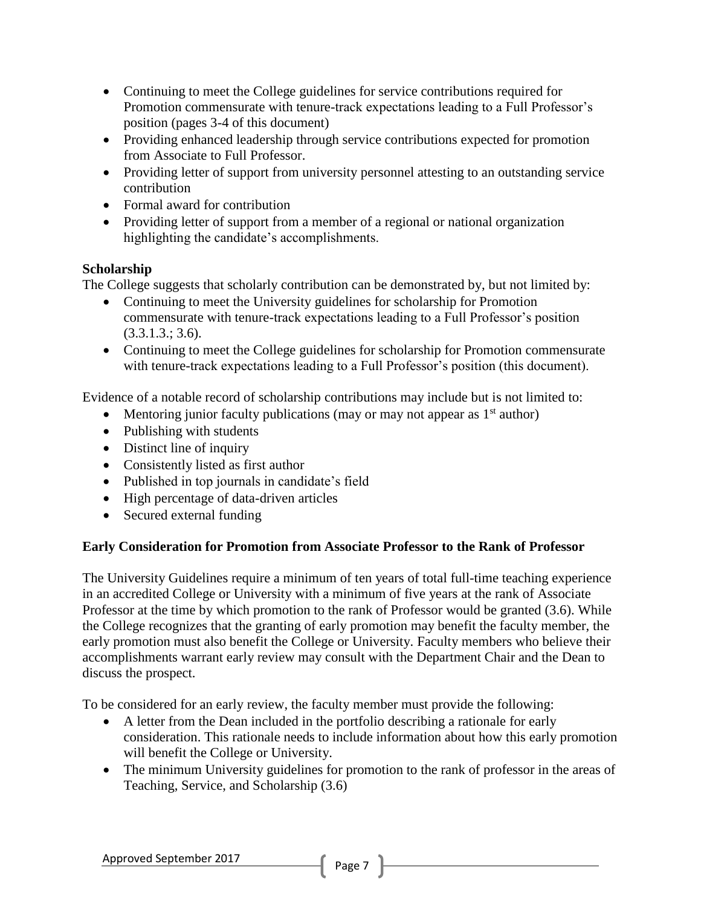- Continuing to meet the College guidelines for service contributions required for Promotion commensurate with tenure-track expectations leading to a Full Professor's position (pages 3-4 of this document)
- Providing enhanced leadership through service contributions expected for promotion from Associate to Full Professor.
- Providing letter of support from university personnel attesting to an outstanding service contribution
- Formal award for contribution
- Providing letter of support from a member of a regional or national organization highlighting the candidate's accomplishments.

**Scholarship**

The College suggests that scholarly contribution can be demonstrated by, but not limited by:

- Continuing to meet the University guidelines for scholarship for Promotion commensurate with tenure-track expectations leading to a Full Professor's position (3.3.1.3.; 3.6).
- Continuing to meet the College guidelines for scholarship for Promotion commensurate with tenure-track expectations leading to a Full Professor's position (this document).

Evidence of a notable record of scholarship contributions may include but is not limited to:

- Mentoring junior faculty publications (may or may not appear as 1st author)
- Publishing with students
- Distinct line of inquiry
- Consistently listed as first author
- Published in top journals in candidate's field
- High percentage of data-driven articles
- Secured external funding

**Early Consideration for Promotion from Associate Professor to the Rank of Professor**

The University Guidelines require a minimum of ten years of total full-time teaching experience in an accredited College or University with a minimum of five years at the rank of Associate Professor at the time by which promotion to the rank of Professor would be granted (3.6). While the College recognizes that the granting of early promotion may benefit the faculty member, the early promotion must also benefit the College or University. Faculty members who believe their accomplishments warrant early review may consult with the Department Chair and the Dean to discuss the prospect.

To be considered for an early review, the faculty member must provide the following:

- A letter from the Dean included in the portfolio describing a rationale for early consideration. This rationale needs to include information about how this early promotion will benefit the College or University.
- The minimum University guidelines for promotion to the rank of professor in the areas of Teaching, Service, and Scholarship (3.6)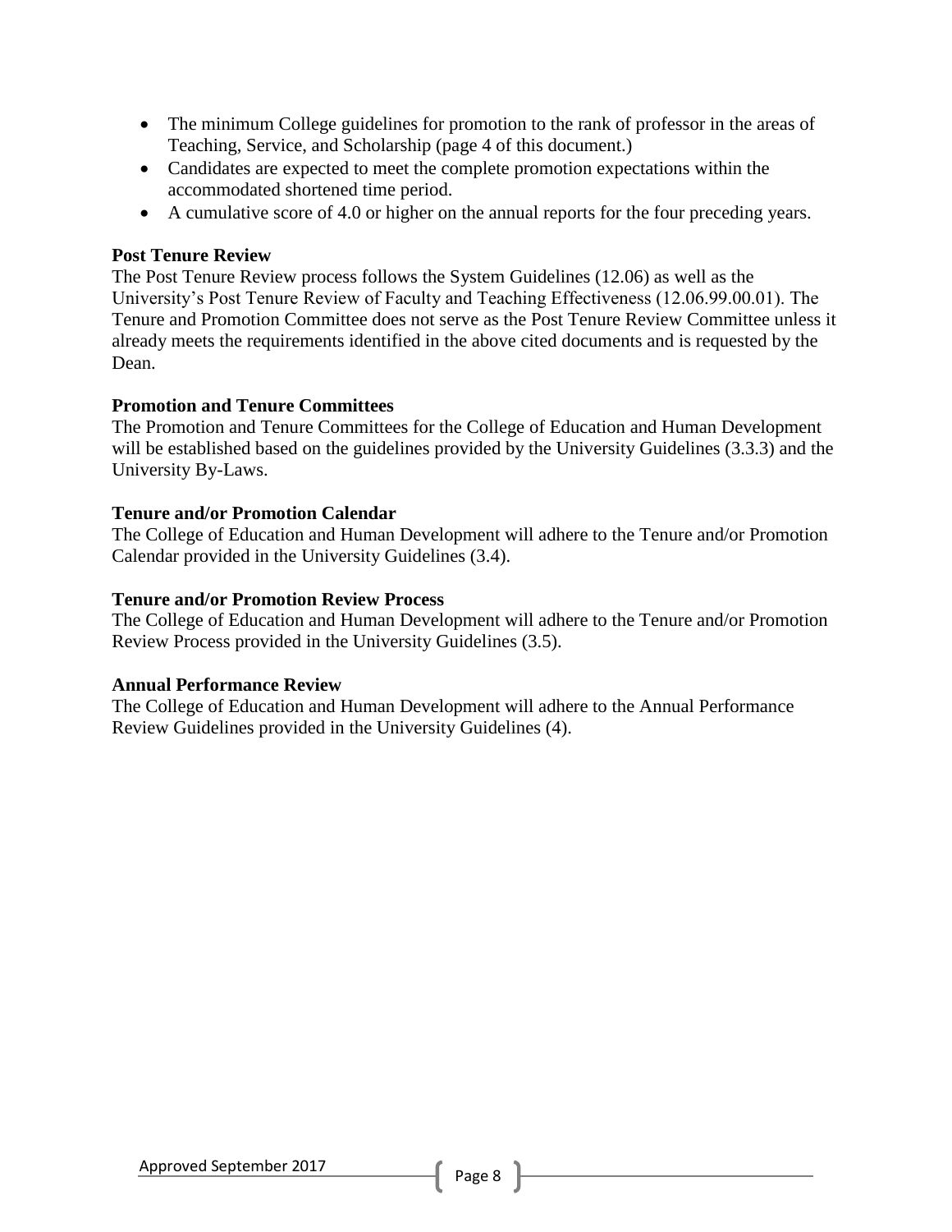- The minimum College guidelines for promotion to the rank of professor in the areas of Teaching, Service, and Scholarship (page 4 of this document.)
- Candidates are expected to meet the complete promotion expectations within the accommodated shortened time period.
- A cumulative score of 4.0 or higher on the annual reports for the four preceding years.

**Post Tenure Review**

The Post Tenure Review process follows the System Guidelines (12.06) as well as the University's Post Tenure Review of Faculty and Teaching Effectiveness (12.06.99.00.01). The Tenure and Promotion Committee does not serve as the Post Tenure Review Committee unless it already meets the requirements identified in the above cited documents and is requested by the Dean.

**Promotion and Tenure Committees**

The Promotion and Tenure Committees for the College of Education and Human Development will be established based on the guidelines provided by the University Guidelines (3.3.3) and the University By-Laws.

**Tenure and/or Promotion Calendar**

The College of Education and Human Development will adhere to the Tenure and/or Promotion Calendar provided in the University Guidelines (3.4).

**Tenure and/or Promotion Review Process**

The College of Education and Human Development will adhere to the Tenure and/or Promotion Review Process provided in the University Guidelines (3.5).

**Annual Performance Review**

The College of Education and Human Development will adhere to the Annual Performance Review Guidelines provided in the University Guidelines (4).